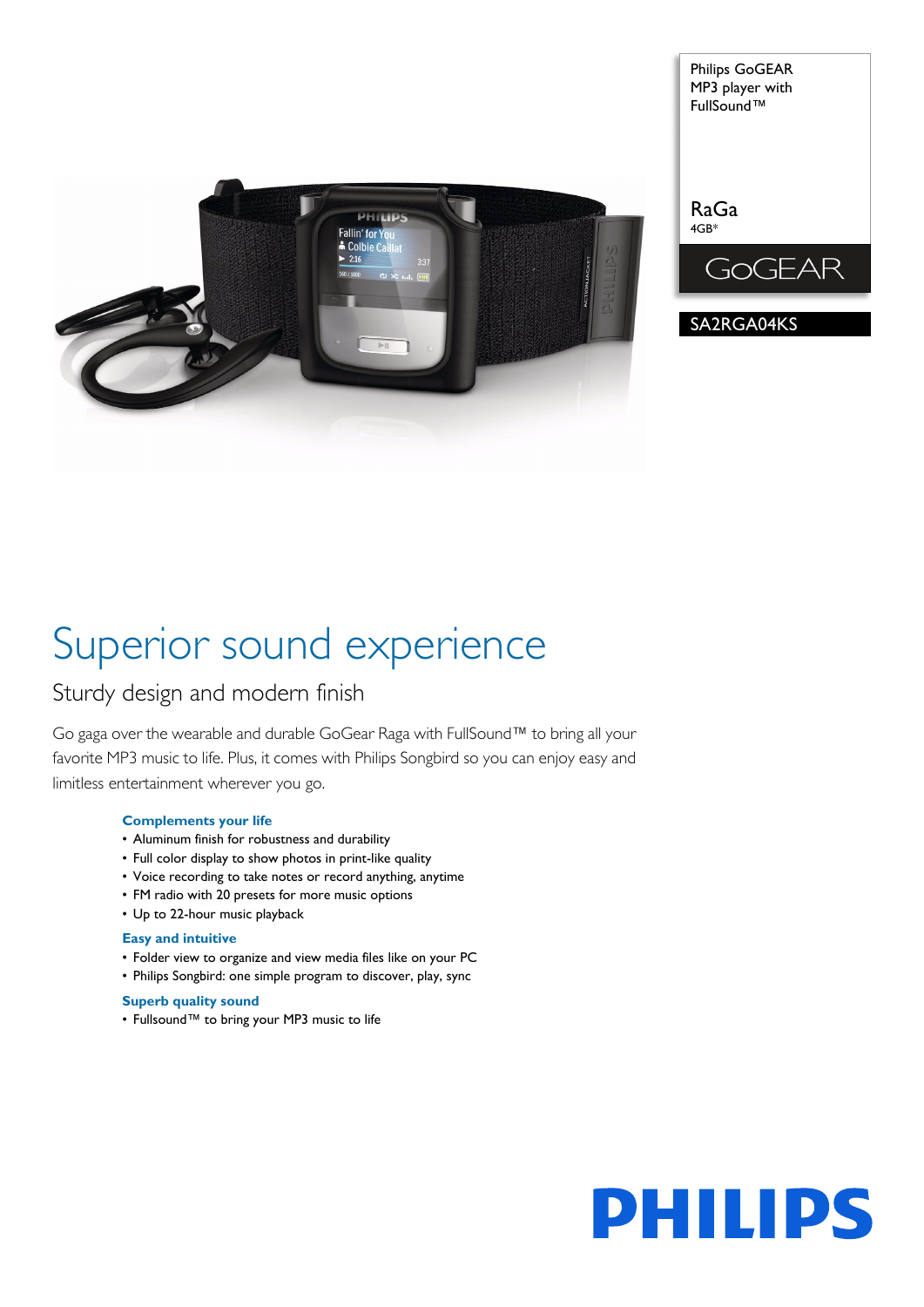Philips GoGEAR MP3 player with FullSound™

RaGa
4GB*

GoGEAR

SA2RGA04KS

# Superior sound experience

## Sturdy design and modern finish

Go gaga over the wearable and durable GoGear Raga with FullSound™ to bring all your favorite MP3 music to life. Plus, it comes with Philips Songbird so you can enjoy easy and limitless entertainment wherever you go.

### Complements your life

- Aluminum finish for robustness and durability
- Full color display to show photos in print-like quality
- Voice recording to take notes or record anything, anytime
- FM radio with 20 presets for more music options
- Up to 22-hour music playback

### Easy and intuitive

- Folder view to organize and view media files like on your PC
- Philips Songbird: one simple program to discover, play, sync

### Superb quality sound

- Fullsound™ to bring your MP3 music to life

PHILIPS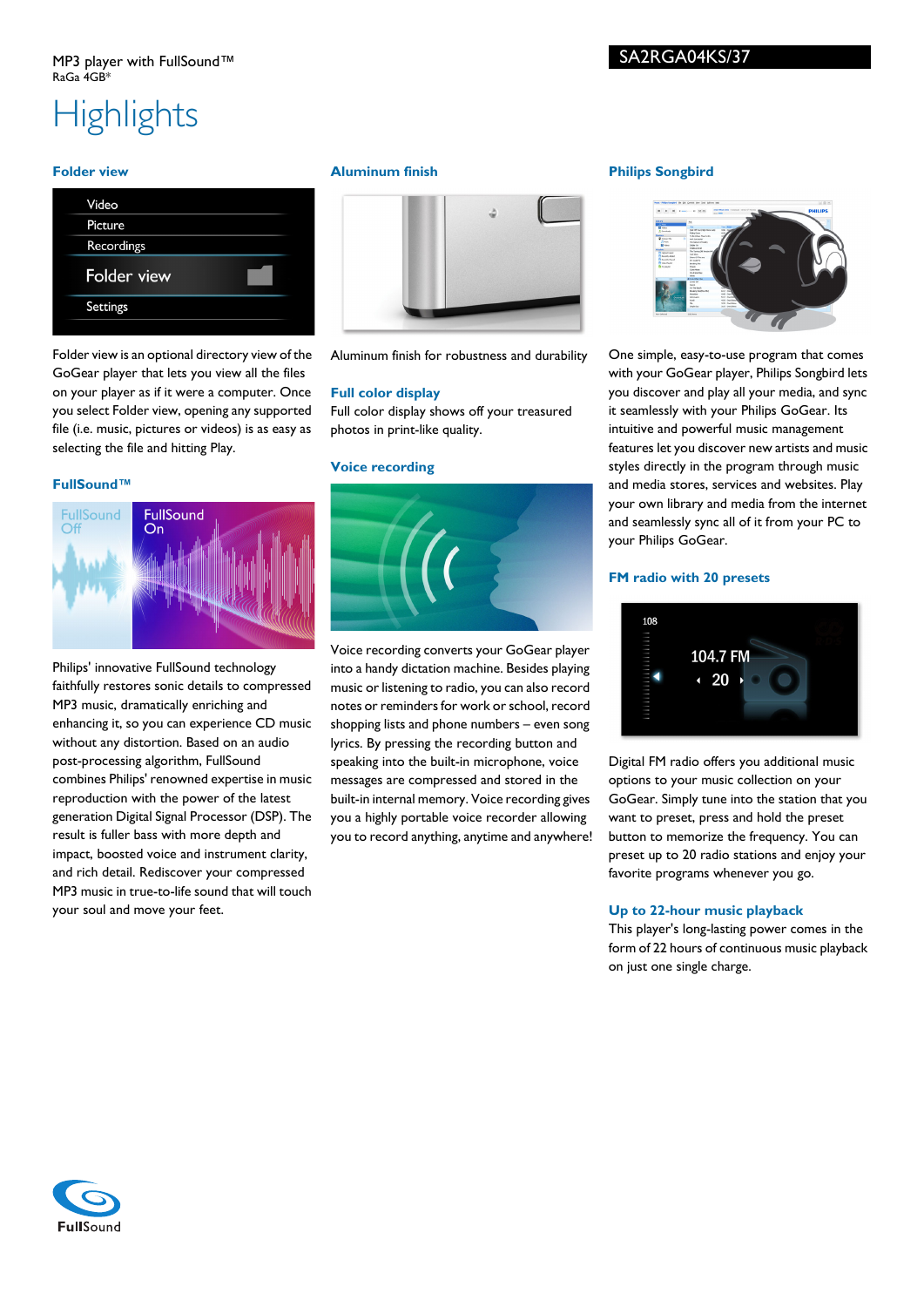MP3 player with FullSound™
RaGa 4GB*

SA2RGA04KS/37

# Highlights

### Folder view

Folder view is an optional directory view of the GoGear player that lets you view all the files on your player as if it were a computer. Once you select Folder view, opening any supported file (i.e. music, pictures or videos) is as easy as selecting the file and hitting Play.

### FullSound™

Philips' innovative FullSound technology faithfully restores sonic details to compressed MP3 music, dramatically enriching and enhancing it, so you can experience CD music without any distortion. Based on an audio post-processing algorithm, FullSound combines Philips' renowned expertise in music reproduction with the power of the latest generation Digital Signal Processor (DSP). The result is fuller bass with more depth and impact, boosted voice and instrument clarity, and rich detail. Rediscover your compressed MP3 music in true-to-life sound that will touch your soul and move your feet.

### Aluminum finish

Aluminum finish for robustness and durability

### Full color display

Full color display shows off your treasured photos in print-like quality.

### Voice recording

Voice recording converts your GoGear player into a handy dictation machine. Besides playing music or listening to radio, you can also record notes or reminders for work or school, record shopping lists and phone numbers – even song lyrics. By pressing the recording button and speaking into the built-in microphone, voice messages are compressed and stored in the built-in internal memory. Voice recording gives you a highly portable voice recorder allowing you to record anything, anytime and anywhere!

### Philips Songbird

One simple, easy-to-use program that comes with your GoGear player, Philips Songbird lets you discover and play all your media, and sync it seamlessly with your Philips GoGear. Its intuitive and powerful music management features let you discover new artists and music styles directly in the program through music and media stores, services and websites. Play your own library and media from the internet and seamlessly sync all of it from your PC to your Philips GoGear.

### FM radio with 20 presets

Digital FM radio offers you additional music options to your music collection on your GoGear. Simply tune into the station that you want to preset, press and hold the preset button to memorize the frequency. You can preset up to 20 radio stations and enjoy your favorite programs whenever you go.

### Up to 22-hour music playback

This player's long-lasting power comes in the form of 22 hours of continuous music playback on just one single charge.

FullSound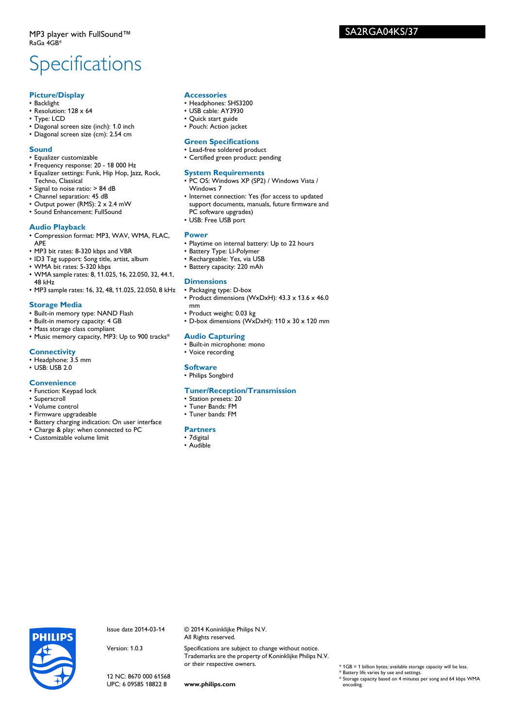MP3 player with FullSound™
RaGa 4GB*

SA2RGA04KS/37

# Specifications

### Picture/Display
- Backlight
- Resolution: 128 x 64
- Type: LCD
- Diagonal screen size (inch): 1.0 inch
- Diagonal screen size (cm): 2.54 cm

### Sound
- Equalizer customizable
- Frequency response: 20 - 18 000 Hz
- Equalizer settings: Funk, Hip Hop, Jazz, Rock, Techno, Classical
- Signal to noise ratio: > 84 dB
- Channel separation: 45 dB
- Output power (RMS): 2 x 2.4 mW
- Sound Enhancement: FullSound

### Audio Playback
- Compression format: MP3, WAV, WMA, FLAC, APE
- MP3 bit rates: 8-320 kbps and VBR
- ID3 Tag support: Song title, artist, album
- WMA bit rates: 5-320 kbps
- WMA sample rates: 8, 11.025, 16, 22.050, 32, 44.1, 48 kHz
- MP3 sample rates: 16, 32, 48, 11.025, 22.050, 8 kHz

### Storage Media
- Built-in memory type: NAND Flash
- Built-in memory capacity: 4 GB
- Mass storage class compliant
- Music memory capacity, MP3: Up to 900 tracks*

### Connectivity
- Headphone: 3.5 mm
- USB: USB 2.0

### Convenience
- Function: Keypad lock
- Superscroll
- Volume control
- Firmware upgradeable
- Battery charging indication: On user interface
- Charge & play: when connected to PC
- Customizable volume limit

### Accessories
- Headphones: SHS3200
- USB cable: AY3930
- Quick start guide
- Pouch: Action jacket

### Green Specifications
- Lead-free soldered product
- Certified green product: pending

### System Requirements
- PC OS: Windows XP (SP2) / Windows Vista / Windows 7
- Internet connection: Yes (for access to updated support documents, manuals, future firmware and PC software upgrades)
- USB: Free USB port

### Power
- Playtime on internal battery: Up to 22 hours
- Battery Type: LI-Polymer
- Rechargeable: Yes, via USB
- Battery capacity: 220 mAh

### Dimensions
- Packaging type: D-box
- Product dimensions (WxDxH): 43.3 x 13.6 x 46.0 mm
- Product weight: 0.03 kg
- D-box dimensions (WxDxH): 110 x 30 x 120 mm

### Audio Capturing
- Built-in microphone: mono
- Voice recording

### Software
- Philips Songbird

### Tuner/Reception/Transmission
- Station presets: 20
- Tuner Bands: FM
- Tuner bands: FM

### Partners
- 7digital
- Audible

Issue date 2014-03-14

Version: 1.0.3

12 NC: 8670 000 61568
UPC: 6 09585 18822 8

© 2014 Koninklijke Philips N.V.
All Rights reserved.

Specifications are subject to change without notice. Trademarks are the property of Koninklijke Philips N.V. or their respective owners.

www.philips.com

\* 1GB = 1 billion bytes; available storage capacity will be less.
\* Battery life varies by use and settings.
\* Storage capacity based on 4 minutes per song and 64 kbps WMA encoding.